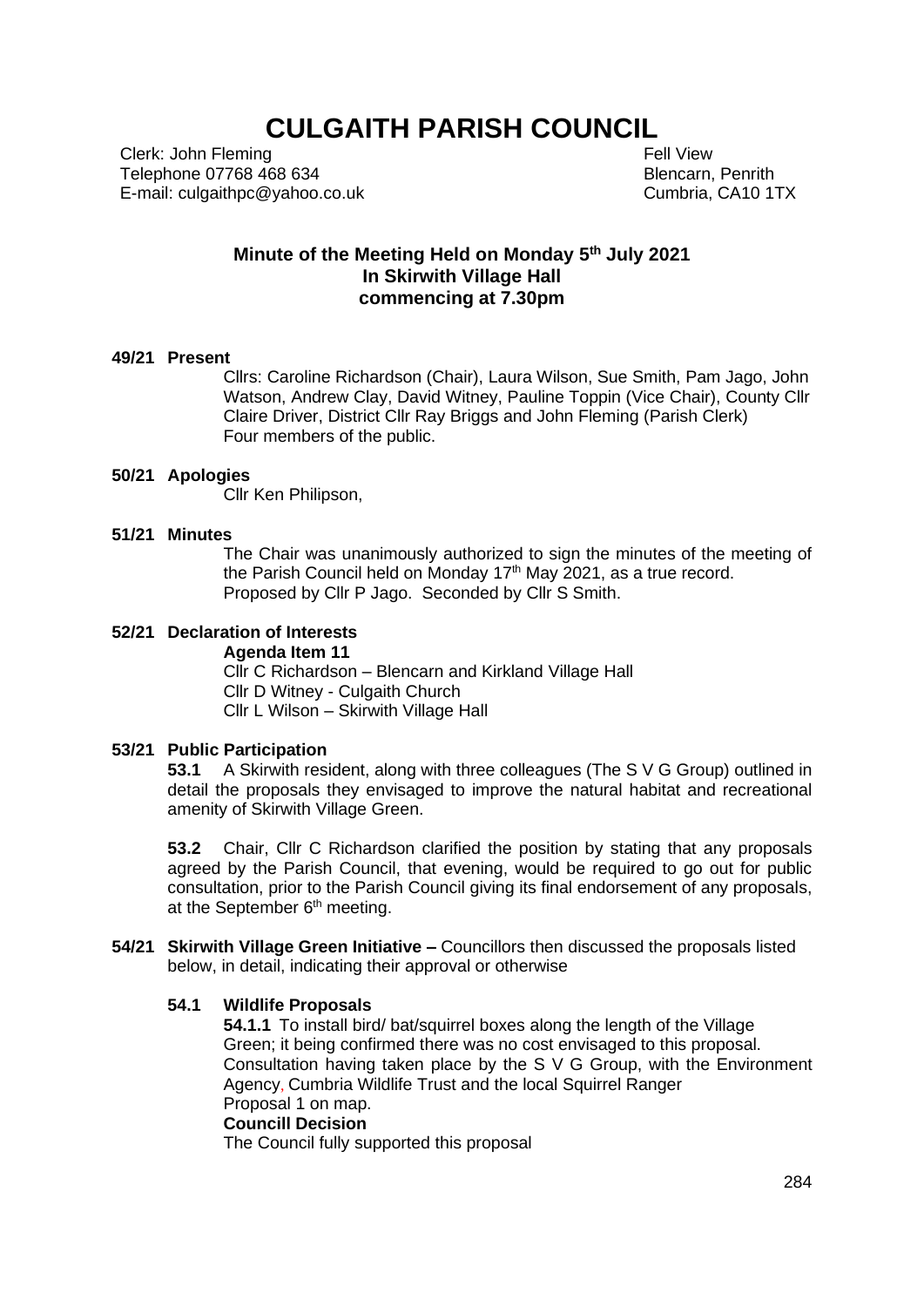# CULGAITH PARISH COUNCIL

Clerk: John Fleming
Telephone 07768 468 634
E-mail: culgaithpc@yahoo.co.uk

Fell View
Blencarn, Penrith
Cumbria, CA10 1TX

## Minute of the Meeting Held on Monday 5th July 2021 In Skirwith Village Hall commencing at 7.30pm

**49/21 Present**

Cllrs: Caroline Richardson (Chair), Laura Wilson, Sue Smith, Pam Jago, John Watson, Andrew Clay, David Witney, Pauline Toppin (Vice Chair), County Cllr Claire Driver, District Cllr Ray Briggs and John Fleming (Parish Clerk)
Four members of the public.

**50/21 Apologies**

Cllr Ken Philipson,

**51/21 Minutes**

The Chair was unanimously authorized to sign the minutes of the meeting of the Parish Council held on Monday 17th May 2021, as a true record.
Proposed by Cllr P Jago. Seconded by Cllr S Smith.

**52/21 Declaration of Interests**

**Agenda Item 11**

Cllr C Richardson – Blencarn and Kirkland Village Hall
Cllr D Witney - Culgaith Church
Cllr L Wilson – Skirwith Village Hall

**53/21 Public Participation**

**53.1** A Skirwith resident, along with three colleagues (The S V G Group) outlined in detail the proposals they envisaged to improve the natural habitat and recreational amenity of Skirwith Village Green.

**53.2** Chair, Cllr C Richardson clarified the position by stating that any proposals agreed by the Parish Council, that evening, would be required to go out for public consultation, prior to the Parish Council giving its final endorsement of any proposals, at the September 6th meeting.

**54/21 Skirwith Village Green Initiative –** Councillors then discussed the proposals listed below, in detail, indicating their approval or otherwise

**54.1 Wildlife Proposals**

**54.1.1** To install bird/ bat/squirrel boxes along the length of the Village Green; it being confirmed there was no cost envisaged to this proposal. Consultation having taken place by the S V G Group, with the Environment Agency, Cumbria Wildlife Trust and the local Squirrel Ranger
Proposal 1 on map.

**Councill Decision**

The Council fully supported this proposal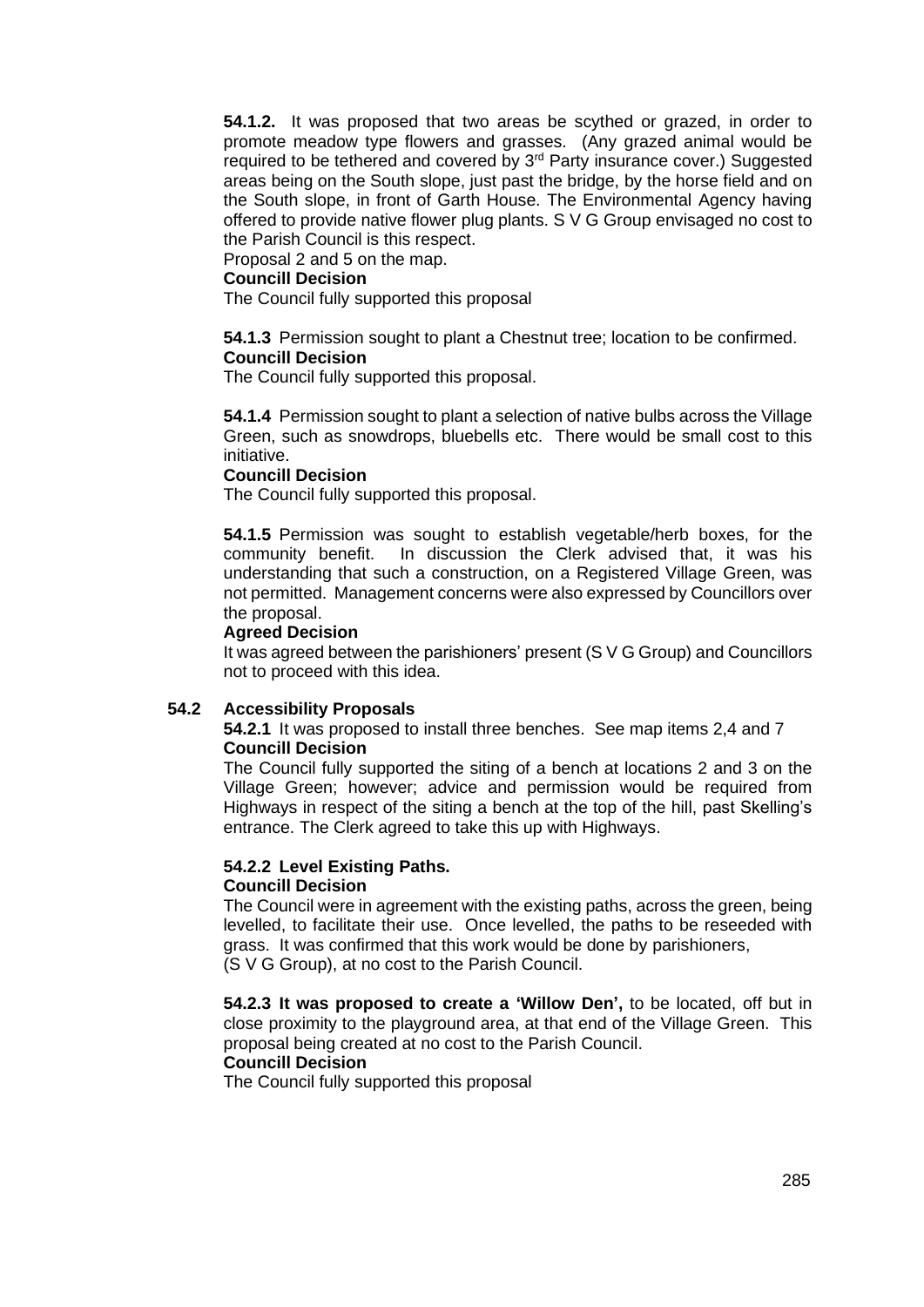**54.1.2.** It was proposed that two areas be scythed or grazed, in order to promote meadow type flowers and grasses. (Any grazed animal would be required to be tethered and covered by 3rd Party insurance cover.) Suggested areas being on the South slope, just past the bridge, by the horse field and on the South slope, in front of Garth House. The Environmental Agency having offered to provide native flower plug plants. S V G Group envisaged no cost to the Parish Council is this respect.

Proposal 2 and 5 on the map.

**Councill Decision**

The Council fully supported this proposal

**54.1.3** Permission sought to plant a Chestnut tree; location to be confirmed.

**Councill Decision**

The Council fully supported this proposal.

**54.1.4** Permission sought to plant a selection of native bulbs across the Village Green, such as snowdrops, bluebells etc. There would be small cost to this initiative.

**Councill Decision**

The Council fully supported this proposal.

**54.1.5** Permission was sought to establish vegetable/herb boxes, for the community benefit. In discussion the Clerk advised that, it was his understanding that such a construction, on a Registered Village Green, was not permitted. Management concerns were also expressed by Councillors over the proposal.

**Agreed Decision**

It was agreed between the parishioners' present (S V G Group) and Councillors not to proceed with this idea.

**54.2 Accessibility Proposals**

**54.2.1** It was proposed to install three benches. See map items 2,4 and 7

**Councill Decision**

The Council fully supported the siting of a bench at locations 2 and 3 on the Village Green; however; advice and permission would be required from Highways in respect of the siting a bench at the top of the hill, past Skelling's entrance. The Clerk agreed to take this up with Highways.

**54.2.2 Level Existing Paths.**

**Councill Decision**

The Council were in agreement with the existing paths, across the green, being levelled, to facilitate their use. Once levelled, the paths to be reseeded with grass. It was confirmed that this work would be done by parishioners, (S V G Group), at no cost to the Parish Council.

**54.2.3 It was proposed to create a 'Willow Den',** to be located, off but in close proximity to the playground area, at that end of the Village Green. This proposal being created at no cost to the Parish Council.

**Councill Decision**

The Council fully supported this proposal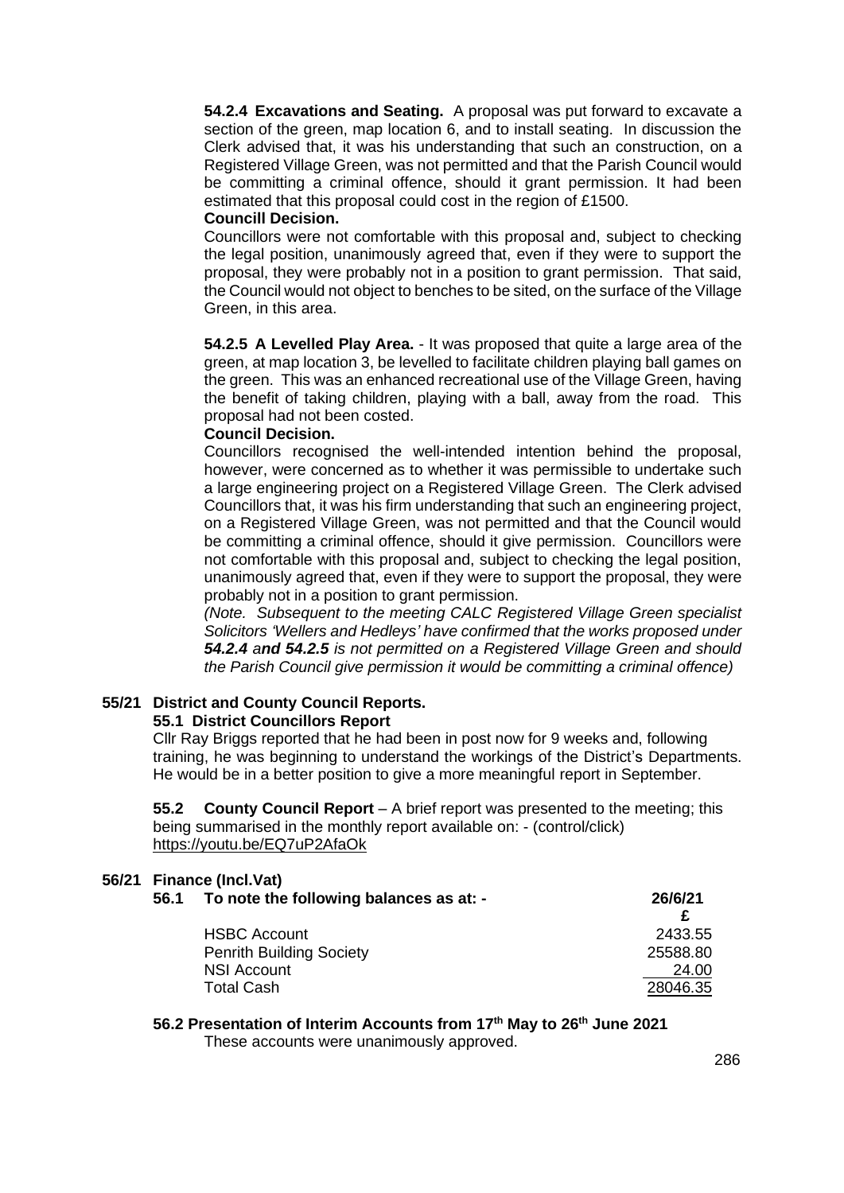**54.2.4 Excavations and Seating.** A proposal was put forward to excavate a section of the green, map location 6, and to install seating. In discussion the Clerk advised that, it was his understanding that such an construction, on a Registered Village Green, was not permitted and that the Parish Council would be committing a criminal offence, should it grant permission. It had been estimated that this proposal could cost in the region of £1500.

**Councill Decision.**

Councillors were not comfortable with this proposal and, subject to checking the legal position, unanimously agreed that, even if they were to support the proposal, they were probably not in a position to grant permission. That said, the Council would not object to benches to be sited, on the surface of the Village Green, in this area.

**54.2.5 A Levelled Play Area.** - It was proposed that quite a large area of the green, at map location 3, be levelled to facilitate children playing ball games on the green. This was an enhanced recreational use of the Village Green, having the benefit of taking children, playing with a ball, away from the road. This proposal had not been costed.

**Council Decision.**

Councillors recognised the well-intended intention behind the proposal, however, were concerned as to whether it was permissible to undertake such a large engineering project on a Registered Village Green. The Clerk advised Councillors that, it was his firm understanding that such an engineering project, on a Registered Village Green, was not permitted and that the Council would be committing a criminal offence, should it give permission. Councillors were not comfortable with this proposal and, subject to checking the legal position, unanimously agreed that, even if they were to support the proposal, they were probably not in a position to grant permission.

*(Note. Subsequent to the meeting CALC Registered Village Green specialist Solicitors 'Wellers and Hedleys' have confirmed that the works proposed under **54.2.4 and 54.2.5** is not permitted on a Registered Village Green and should the Parish Council give permission it would be committing a criminal offence)*

## 55/21 District and County Council Reports.

### 55.1 District Councillors Report

Cllr Ray Briggs reported that he had been in post now for 9 weeks and, following training, he was beginning to understand the workings of the District's Departments. He would be in a better position to give a more meaningful report in September.

**55.2 County Council Report** – A brief report was presented to the meeting; this being summarised in the monthly report available on: - (control/click) https://youtu.be/EQ7uP2AfaOk

## 56/21 Finance (Incl.Vat)

**56.1 To note the following balances as at: -**

| | 26/6/21 |
|---|---|
| | £ |
| HSBC Account | 2433.55 |
| Penrith Building Society | 25588.80 |
| NSI Account | 24.00 |
| Total Cash | 28046.35 |

**56.2 Presentation of Interim Accounts from 17th May to 26th June 2021**

These accounts were unanimously approved.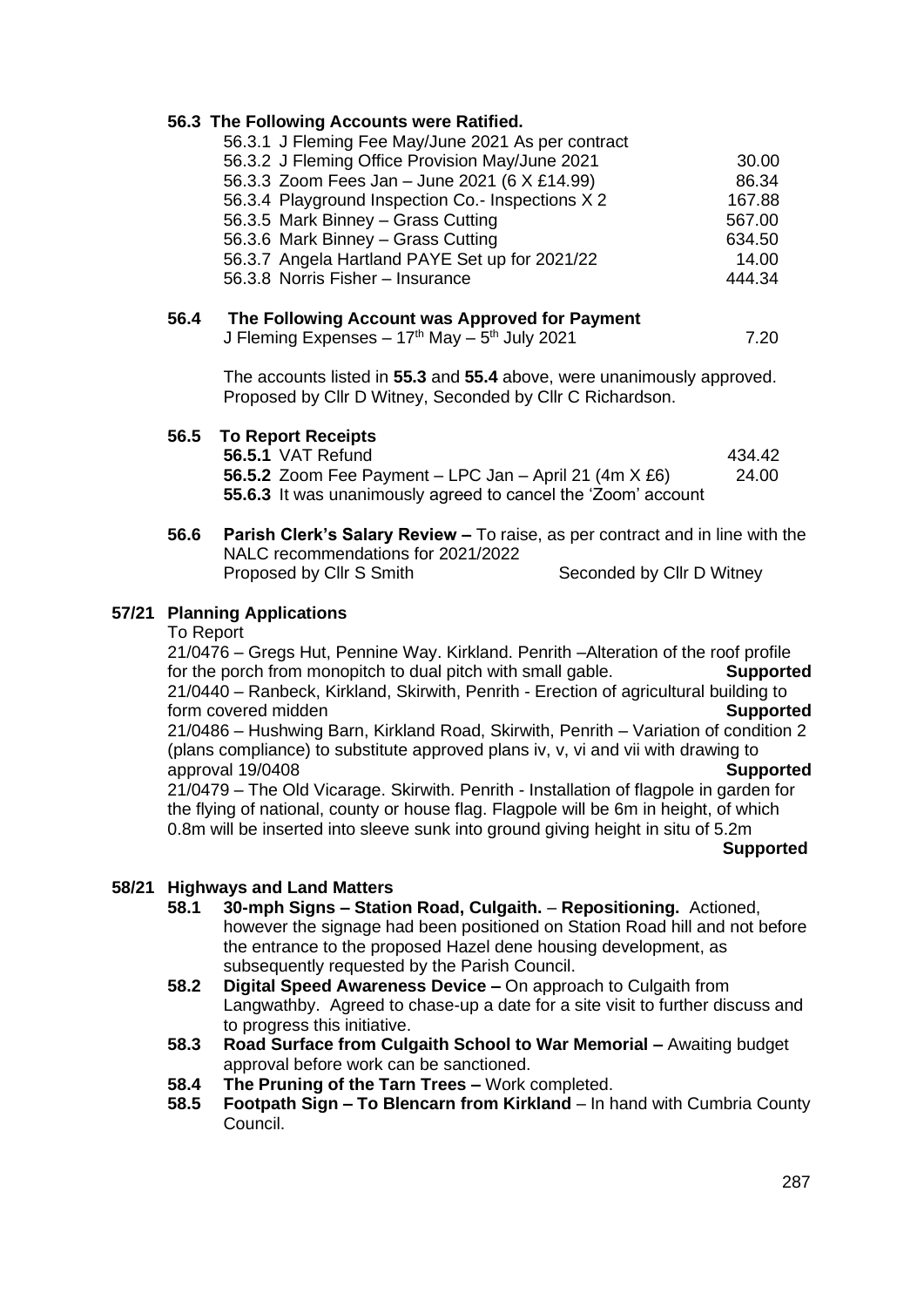**56.3 The Following Accounts were Ratified.**

| | |
|---|---|
| 56.3.1 J Fleming Fee May/June 2021 As per contract | |
| 56.3.2 J Fleming Office Provision May/June 2021 | 30.00 |
| 56.3.3 Zoom Fees Jan – June 2021 (6 X £14.99) | 86.34 |
| 56.3.4 Playground Inspection Co.- Inspections X 2 | 167.88 |
| 56.3.5 Mark Binney – Grass Cutting | 567.00 |
| 56.3.6 Mark Binney – Grass Cutting | 634.50 |
| 56.3.7 Angela Hartland PAYE Set up for 2021/22 | 14.00 |
| 56.3.8 Norris Fisher – Insurance | 444.34 |

**56.4 The Following Account was Approved for Payment**

J Fleming Expenses – 17th May – 5th July 2021 — 7.20

The accounts listed in **55.3** and **55.4** above, were unanimously approved. Proposed by Cllr D Witney, Seconded by Cllr C Richardson.

**56.5 To Report Receipts**

**56.5.1** VAT Refund — 434.42

**56.5.2** Zoom Fee Payment – LPC Jan – April 21 (4m X £6) — 24.00

**55.6.3** It was unanimously agreed to cancel the 'Zoom' account

**56.6 Parish Clerk's Salary Review –** To raise, as per contract and in line with the NALC recommendations for 2021/2022
Proposed by Cllr S Smith — Seconded by Cllr D Witney

## 57/21 Planning Applications

To Report

21/0476 – Gregs Hut, Pennine Way. Kirkland. Penrith –Alteration of the roof profile for the porch from monopitch to dual pitch with small gable. **Supported**

21/0440 – Ranbeck, Kirkland, Skirwith, Penrith - Erection of agricultural building to form covered midden **Supported**

21/0486 – Hushwing Barn, Kirkland Road, Skirwith, Penrith – Variation of condition 2 (plans compliance) to substitute approved plans iv, v, vi and vii with drawing to approval 19/0408 **Supported**

21/0479 – The Old Vicarage. Skirwith. Penrith - Installation of flagpole in garden for the flying of national, county or house flag. Flagpole will be 6m in height, of which 0.8m will be inserted into sleeve sunk into ground giving height in situ of 5.2m **Supported**

## 58/21 Highways and Land Matters

**58.1 30-mph Signs – Station Road, Culgaith.** – **Repositioning.** Actioned, however the signage had been positioned on Station Road hill and not before the entrance to the proposed Hazel dene housing development, as subsequently requested by the Parish Council.

**58.2 Digital Speed Awareness Device –** On approach to Culgaith from Langwathby. Agreed to chase-up a date for a site visit to further discuss and to progress this initiative.

**58.3 Road Surface from Culgaith School to War Memorial –** Awaiting budget approval before work can be sanctioned.

**58.4 The Pruning of the Tarn Trees –** Work completed.

**58.5 Footpath Sign – To Blencarn from Kirkland** – In hand with Cumbria County Council.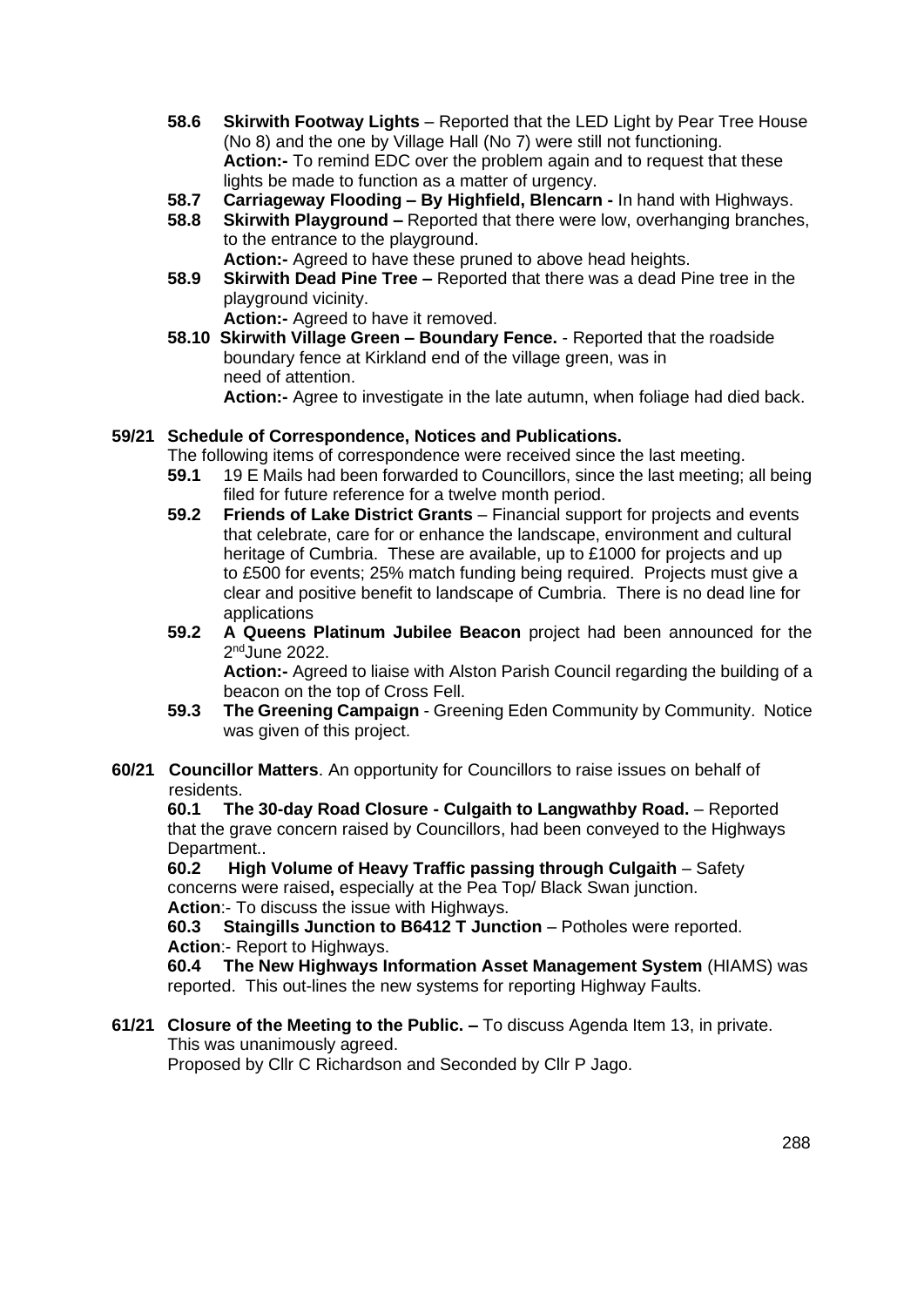- **58.6 Skirwith Footway Lights** – Reported that the LED Light by Pear Tree House (No 8) and the one by Village Hall (No 7) were still not functioning.
  **Action:-** To remind EDC over the problem again and to request that these lights be made to function as a matter of urgency.
- **58.7 Carriageway Flooding – By Highfield, Blencarn -** In hand with Highways.
- **58.8 Skirwith Playground –** Reported that there were low, overhanging branches, to the entrance to the playground.
  **Action:-** Agreed to have these pruned to above head heights.
- **58.9 Skirwith Dead Pine Tree –** Reported that there was a dead Pine tree in the playground vicinity.
  **Action:-** Agreed to have it removed.
- **58.10 Skirwith Village Green – Boundary Fence.** - Reported that the roadside boundary fence at Kirkland end of the village green, was in need of attention.
  **Action:-** Agree to investigate in the late autumn, when foliage had died back.

**59/21 Schedule of Correspondence, Notices and Publications.**

The following items of correspondence were received since the last meeting.

- **59.1** 19 E Mails had been forwarded to Councillors, since the last meeting; all being filed for future reference for a twelve month period.
- **59.2 Friends of Lake District Grants** – Financial support for projects and events that celebrate, care for or enhance the landscape, environment and cultural heritage of Cumbria. These are available, up to £1000 for projects and up to £500 for events; 25% match funding being required. Projects must give a clear and positive benefit to landscape of Cumbria. There is no dead line for applications
- **59.2 A Queens Platinum Jubilee Beacon** project had been announced for the 2nd June 2022.
  **Action:-** Agreed to liaise with Alston Parish Council regarding the building of a beacon on the top of Cross Fell.
- **59.3 The Greening Campaign** - Greening Eden Community by Community. Notice was given of this project.

**60/21 Councillor Matters**. An opportunity for Councillors to raise issues on behalf of residents.

**60.1 The 30-day Road Closure - Culgaith to Langwathby Road.** – Reported that the grave concern raised by Councillors, had been conveyed to the Highways Department..

**60.2 High Volume of Heavy Traffic passing through Culgaith** – Safety concerns were raised**,** especially at the Pea Top/ Black Swan junction.
**Action**:- To discuss the issue with Highways.

**60.3 Staingills Junction to B6412 T Junction** – Potholes were reported.
**Action**:- Report to Highways.

**60.4 The New Highways Information Asset Management System** (HIAMS) was reported. This out-lines the new systems for reporting Highway Faults.

**61/21 Closure of the Meeting to the Public. –** To discuss Agenda Item 13, in private.
This was unanimously agreed.
Proposed by Cllr C Richardson and Seconded by Cllr P Jago.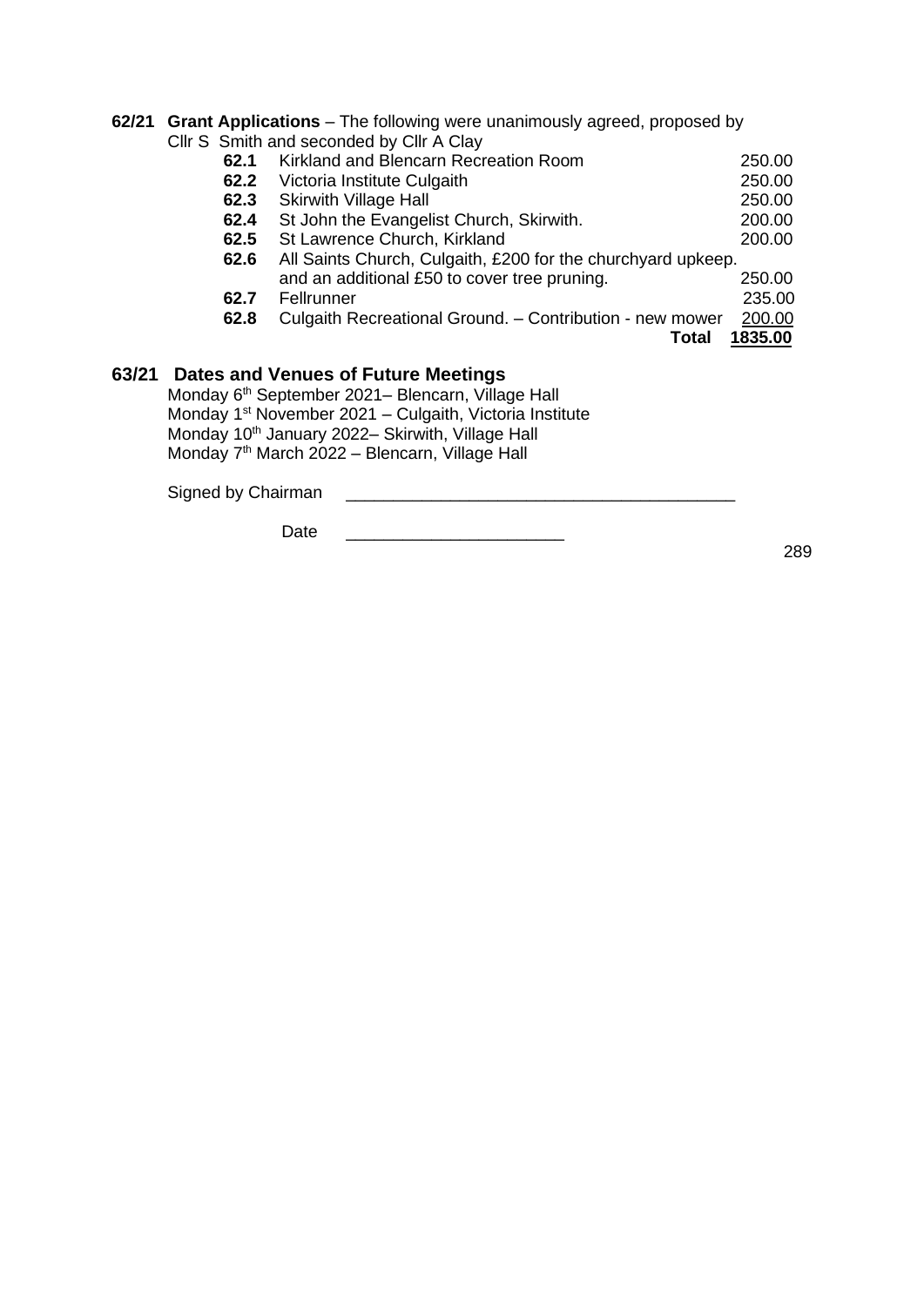**62/21 Grant Applications** – The following were unanimously agreed, proposed by Cllr S Smith and seconded by Cllr A Clay

| | | |
|---|---|---|
| **62.1** | Kirkland and Blencarn Recreation Room | 250.00 |
| **62.2** | Victoria Institute Culgaith | 250.00 |
| **62.3** | Skirwith Village Hall | 250.00 |
| **62.4** | St John the Evangelist Church, Skirwith. | 200.00 |
| **62.5** | St Lawrence Church, Kirkland | 200.00 |
| **62.6** | All Saints Church, Culgaith, £200 for the churchyard upkeep. and an additional £50 to cover tree pruning. | 250.00 |
| **62.7** | Fellrunner | 235.00 |
| **62.8** | Culgaith Recreational Ground. – Contribution - new mower | 200.00 |
| | **Total** | **1835.00** |

## 63/21 Dates and Venues of Future Meetings

Monday 6th September 2021– Blencarn, Village Hall
Monday 1st November 2021 – Culgaith, Victoria Institute
Monday 10th January 2022– Skirwith, Village Hall
Monday 7th March 2022 – Blencarn, Village Hall

Signed by Chairman ___________________________________________

Date _______________________